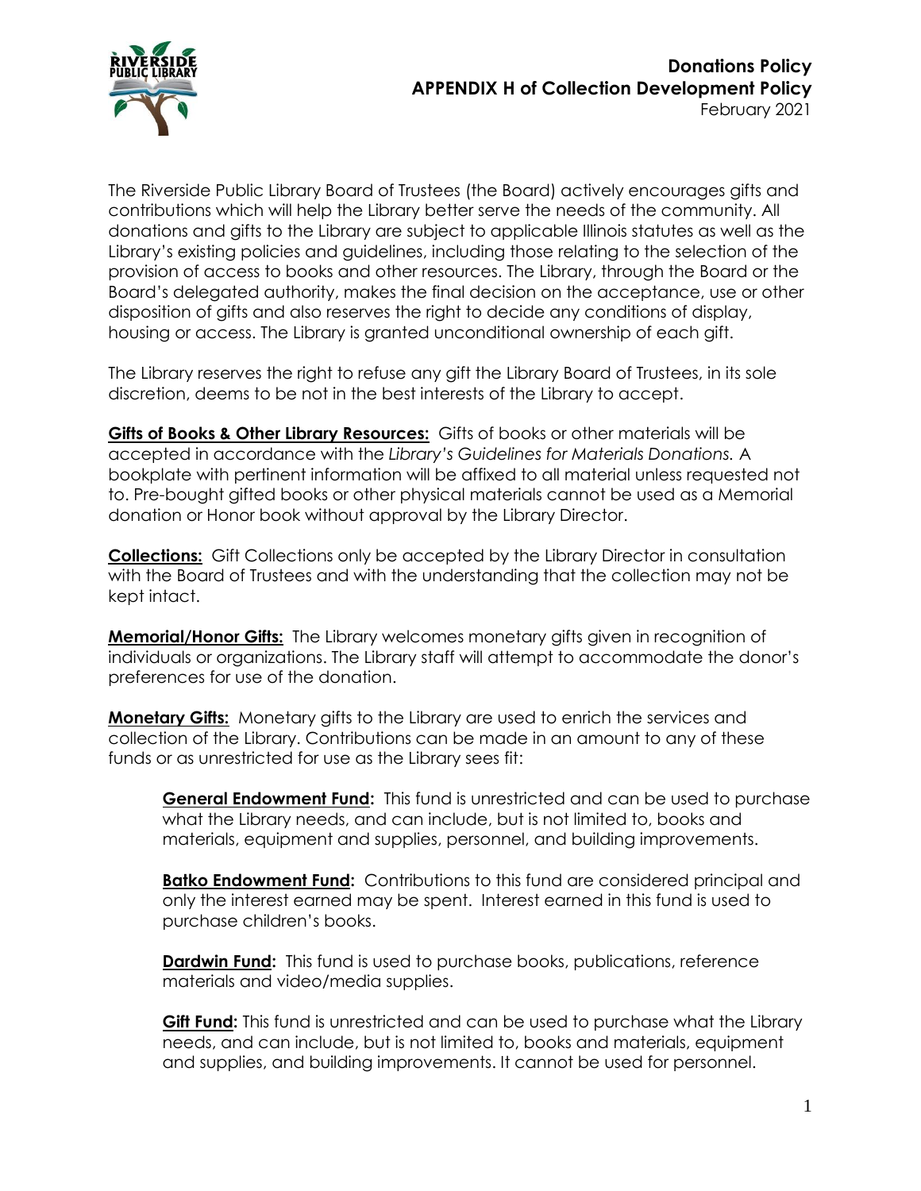# Donations Policy
## APPENDIX H of Collection Development Policy
February 2021

The Riverside Public Library Board of Trustees (the Board) actively encourages gifts and contributions which will help the Library better serve the needs of the community. All donations and gifts to the Library are subject to applicable Illinois statutes as well as the Library's existing policies and guidelines, including those relating to the selection of the provision of access to books and other resources. The Library, through the Board or the Board's delegated authority, makes the final decision on the acceptance, use or other disposition of gifts and also reserves the right to decide any conditions of display, housing or access. The Library is granted unconditional ownership of each gift.

The Library reserves the right to refuse any gift the Library Board of Trustees, in its sole discretion, deems to be not in the best interests of the Library to accept.

**Gifts of Books & Other Library Resources:** Gifts of books or other materials will be accepted in accordance with the *Library's Guidelines for Materials Donations.* A bookplate with pertinent information will be affixed to all material unless requested not to. Pre-bought gifted books or other physical materials cannot be used as a Memorial donation or Honor book without approval by the Library Director.

**Collections:** Gift Collections only be accepted by the Library Director in consultation with the Board of Trustees and with the understanding that the collection may not be kept intact.

**Memorial/Honor Gifts:** The Library welcomes monetary gifts given in recognition of individuals or organizations. The Library staff will attempt to accommodate the donor's preferences for use of the donation.

**Monetary Gifts:** Monetary gifts to the Library are used to enrich the services and collection of the Library. Contributions can be made in an amount to any of these funds or as unrestricted for use as the Library sees fit:

> **General Endowment Fund:** This fund is unrestricted and can be used to purchase what the Library needs, and can include, but is not limited to, books and materials, equipment and supplies, personnel, and building improvements.
>
> **Batko Endowment Fund:** Contributions to this fund are considered principal and only the interest earned may be spent. Interest earned in this fund is used to purchase children's books.
>
> **Dardwin Fund:** This fund is used to purchase books, publications, reference materials and video/media supplies.
>
> **Gift Fund:** This fund is unrestricted and can be used to purchase what the Library needs, and can include, but is not limited to, books and materials, equipment and supplies, and building improvements. It cannot be used for personnel.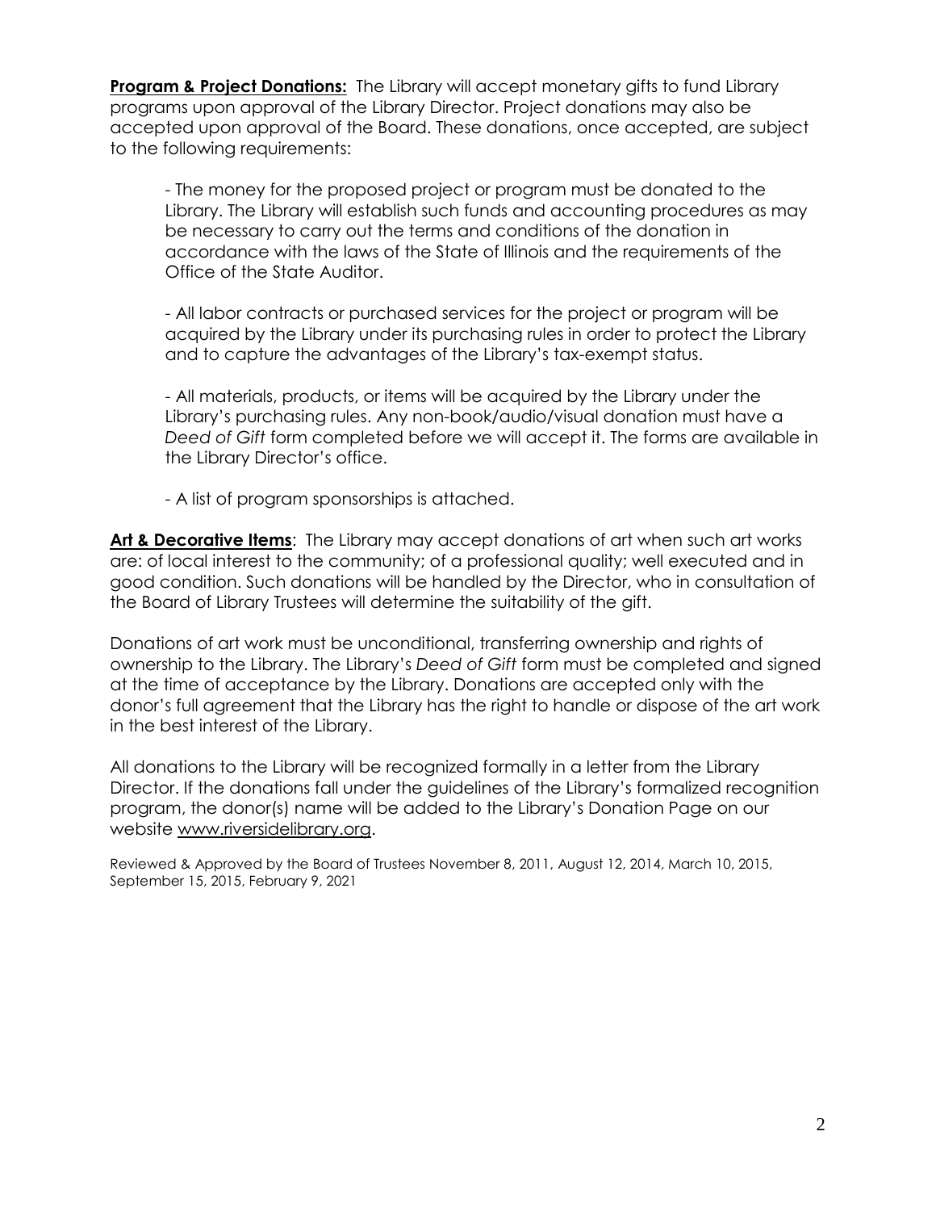**Program & Project Donations:** The Library will accept monetary gifts to fund Library programs upon approval of the Library Director. Project donations may also be accepted upon approval of the Board. These donations, once accepted, are subject to the following requirements:

- The money for the proposed project or program must be donated to the Library. The Library will establish such funds and accounting procedures as may be necessary to carry out the terms and conditions of the donation in accordance with the laws of the State of Illinois and the requirements of the Office of the State Auditor.

- All labor contracts or purchased services for the project or program will be acquired by the Library under its purchasing rules in order to protect the Library and to capture the advantages of the Library's tax-exempt status.

- All materials, products, or items will be acquired by the Library under the Library's purchasing rules. Any non-book/audio/visual donation must have a *Deed of Gift* form completed before we will accept it. The forms are available in the Library Director's office.

- A list of program sponsorships is attached.

**Art & Decorative Items**: The Library may accept donations of art when such art works are: of local interest to the community; of a professional quality; well executed and in good condition. Such donations will be handled by the Director, who in consultation of the Board of Library Trustees will determine the suitability of the gift.

Donations of art work must be unconditional, transferring ownership and rights of ownership to the Library. The Library's *Deed of Gift* form must be completed and signed at the time of acceptance by the Library. Donations are accepted only with the donor's full agreement that the Library has the right to handle or dispose of the art work in the best interest of the Library.

All donations to the Library will be recognized formally in a letter from the Library Director. If the donations fall under the guidelines of the Library's formalized recognition program, the donor(s) name will be added to the Library's Donation Page on our website www.riversidelibrary.org.

Reviewed & Approved by the Board of Trustees November 8, 2011, August 12, 2014, March 10, 2015, September 15, 2015, February 9, 2021